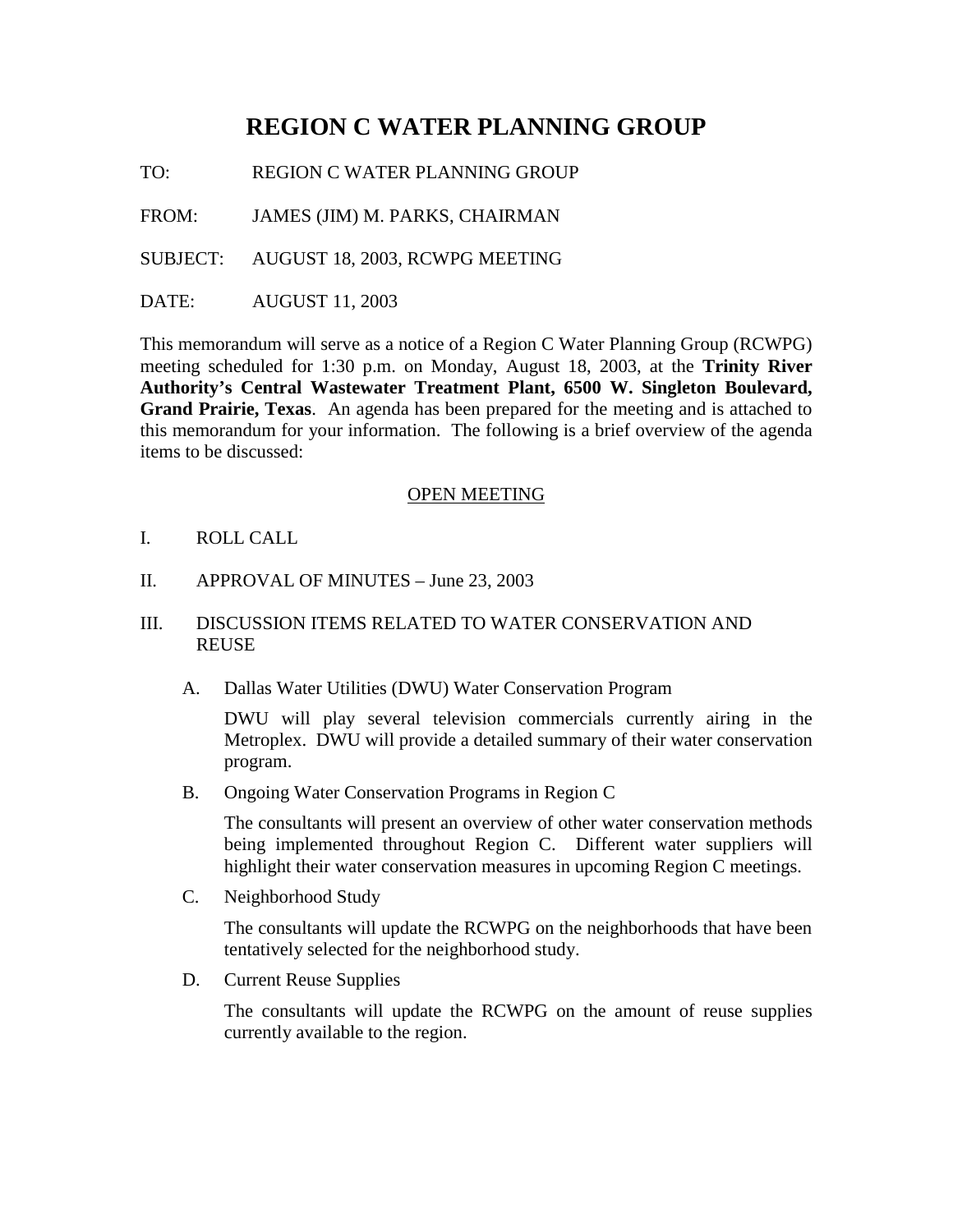# REGION C WATER PLANNING GROUP

TO: REGION C WATER PLANNING GROUP

FROM: JAMES (JIM) M. PARKS, CHAIRMAN

SUBJECT: AUGUST 18, 2003, RCWPG MEETING

DATE: AUGUST 11, 2003

This memorandum will serve as a notice of a Region C Water Planning Group (RCWPG) meeting scheduled for 1:30 p.m. on Monday, August 18, 2003, at the **Trinity River Authority's Central Wastewater Treatment Plant, 6500 W. Singleton Boulevard, Grand Prairie, Texas**. An agenda has been prepared for the meeting and is attached to this memorandum for your information. The following is a brief overview of the agenda items to be discussed:

## OPEN MEETING

I. ROLL CALL

II. APPROVAL OF MINUTES – June 23, 2003

III. DISCUSSION ITEMS RELATED TO WATER CONSERVATION AND REUSE

A. Dallas Water Utilities (DWU) Water Conservation Program

DWU will play several television commercials currently airing in the Metroplex. DWU will provide a detailed summary of their water conservation program.

B. Ongoing Water Conservation Programs in Region C

The consultants will present an overview of other water conservation methods being implemented throughout Region C. Different water suppliers will highlight their water conservation measures in upcoming Region C meetings.

C. Neighborhood Study

The consultants will update the RCWPG on the neighborhoods that have been tentatively selected for the neighborhood study.

D. Current Reuse Supplies

The consultants will update the RCWPG on the amount of reuse supplies currently available to the region.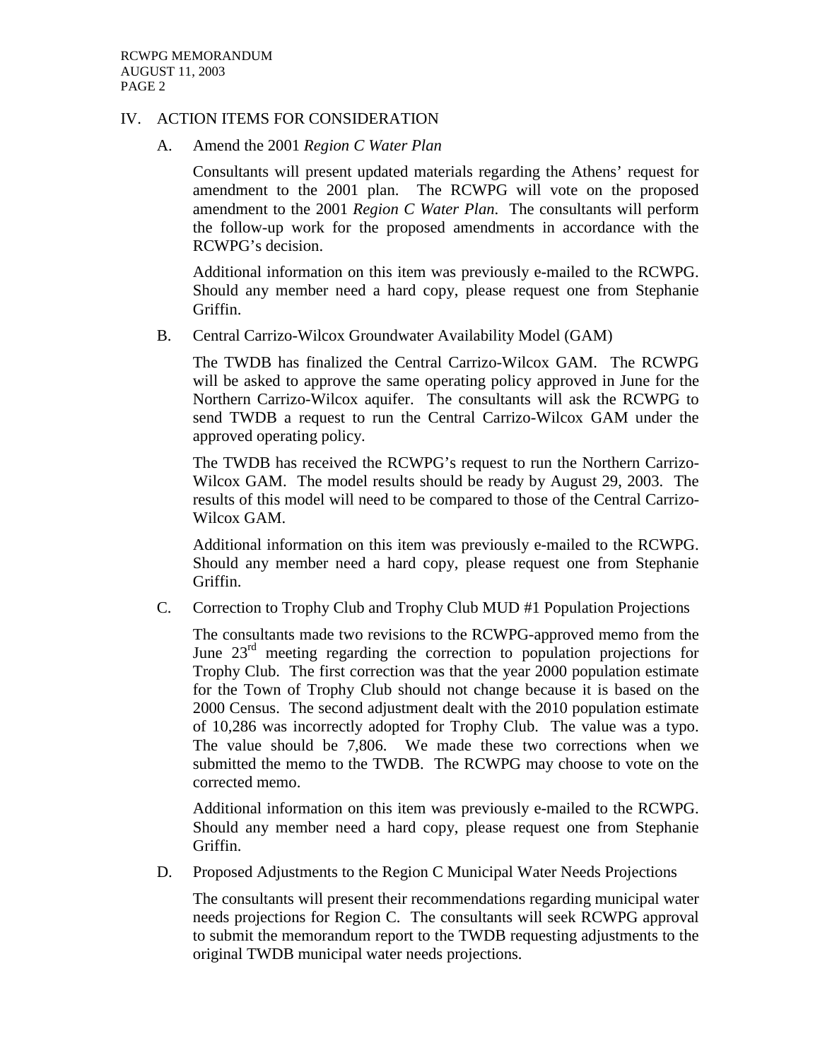## IV. ACTION ITEMS FOR CONSIDERATION

### A. Amend the 2001 *Region C Water Plan*

Consultants will present updated materials regarding the Athens' request for amendment to the 2001 plan. The RCWPG will vote on the proposed amendment to the 2001 *Region C Water Plan*. The consultants will perform the follow-up work for the proposed amendments in accordance with the RCWPG's decision.

Additional information on this item was previously e-mailed to the RCWPG. Should any member need a hard copy, please request one from Stephanie Griffin.

### B. Central Carrizo-Wilcox Groundwater Availability Model (GAM)

The TWDB has finalized the Central Carrizo-Wilcox GAM. The RCWPG will be asked to approve the same operating policy approved in June for the Northern Carrizo-Wilcox aquifer. The consultants will ask the RCWPG to send TWDB a request to run the Central Carrizo-Wilcox GAM under the approved operating policy.

The TWDB has received the RCWPG's request to run the Northern Carrizo-Wilcox GAM. The model results should be ready by August 29, 2003. The results of this model will need to be compared to those of the Central Carrizo-Wilcox GAM.

Additional information on this item was previously e-mailed to the RCWPG. Should any member need a hard copy, please request one from Stephanie Griffin.

### C. Correction to Trophy Club and Trophy Club MUD #1 Population Projections

The consultants made two revisions to the RCWPG-approved memo from the June 23rd meeting regarding the correction to population projections for Trophy Club. The first correction was that the year 2000 population estimate for the Town of Trophy Club should not change because it is based on the 2000 Census. The second adjustment dealt with the 2010 population estimate of 10,286 was incorrectly adopted for Trophy Club. The value was a typo. The value should be 7,806. We made these two corrections when we submitted the memo to the TWDB. The RCWPG may choose to vote on the corrected memo.

Additional information on this item was previously e-mailed to the RCWPG. Should any member need a hard copy, please request one from Stephanie Griffin.

### D. Proposed Adjustments to the Region C Municipal Water Needs Projections

The consultants will present their recommendations regarding municipal water needs projections for Region C. The consultants will seek RCWPG approval to submit the memorandum report to the TWDB requesting adjustments to the original TWDB municipal water needs projections.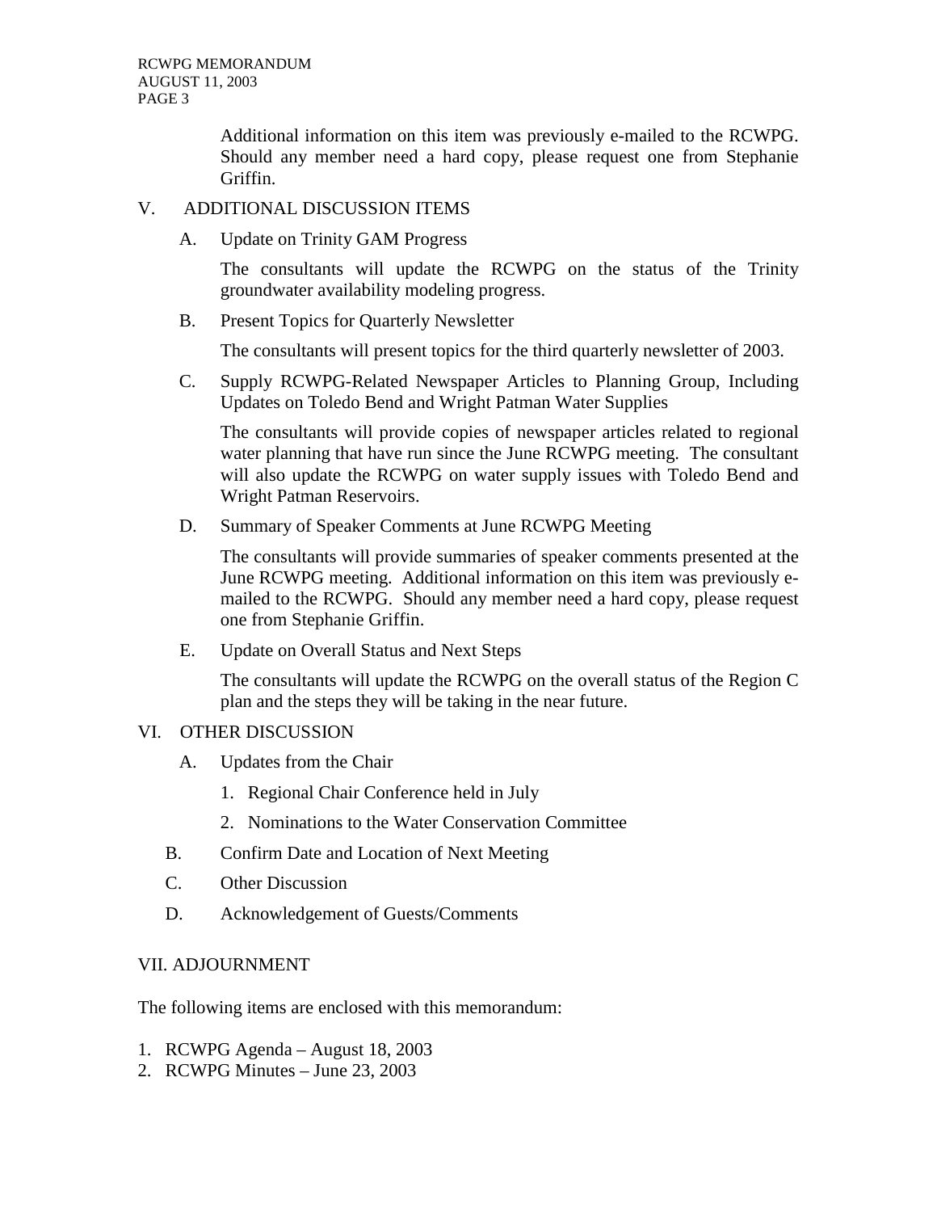Additional information on this item was previously e-mailed to the RCWPG. Should any member need a hard copy, please request one from Stephanie Griffin.

V. ADDITIONAL DISCUSSION ITEMS

A. Update on Trinity GAM Progress

The consultants will update the RCWPG on the status of the Trinity groundwater availability modeling progress.

B. Present Topics for Quarterly Newsletter

The consultants will present topics for the third quarterly newsletter of 2003.

C. Supply RCWPG-Related Newspaper Articles to Planning Group, Including Updates on Toledo Bend and Wright Patman Water Supplies

The consultants will provide copies of newspaper articles related to regional water planning that have run since the June RCWPG meeting. The consultant will also update the RCWPG on water supply issues with Toledo Bend and Wright Patman Reservoirs.

D. Summary of Speaker Comments at June RCWPG Meeting

The consultants will provide summaries of speaker comments presented at the June RCWPG meeting. Additional information on this item was previously e-mailed to the RCWPG. Should any member need a hard copy, please request one from Stephanie Griffin.

E. Update on Overall Status and Next Steps

The consultants will update the RCWPG on the overall status of the Region C plan and the steps they will be taking in the near future.

VI. OTHER DISCUSSION

A. Updates from the Chair

1. Regional Chair Conference held in July
2. Nominations to the Water Conservation Committee

B. Confirm Date and Location of Next Meeting

C. Other Discussion

D. Acknowledgement of Guests/Comments

VII. ADJOURNMENT

The following items are enclosed with this memorandum:

1. RCWPG Agenda – August 18, 2003
2. RCWPG Minutes – June 23, 2003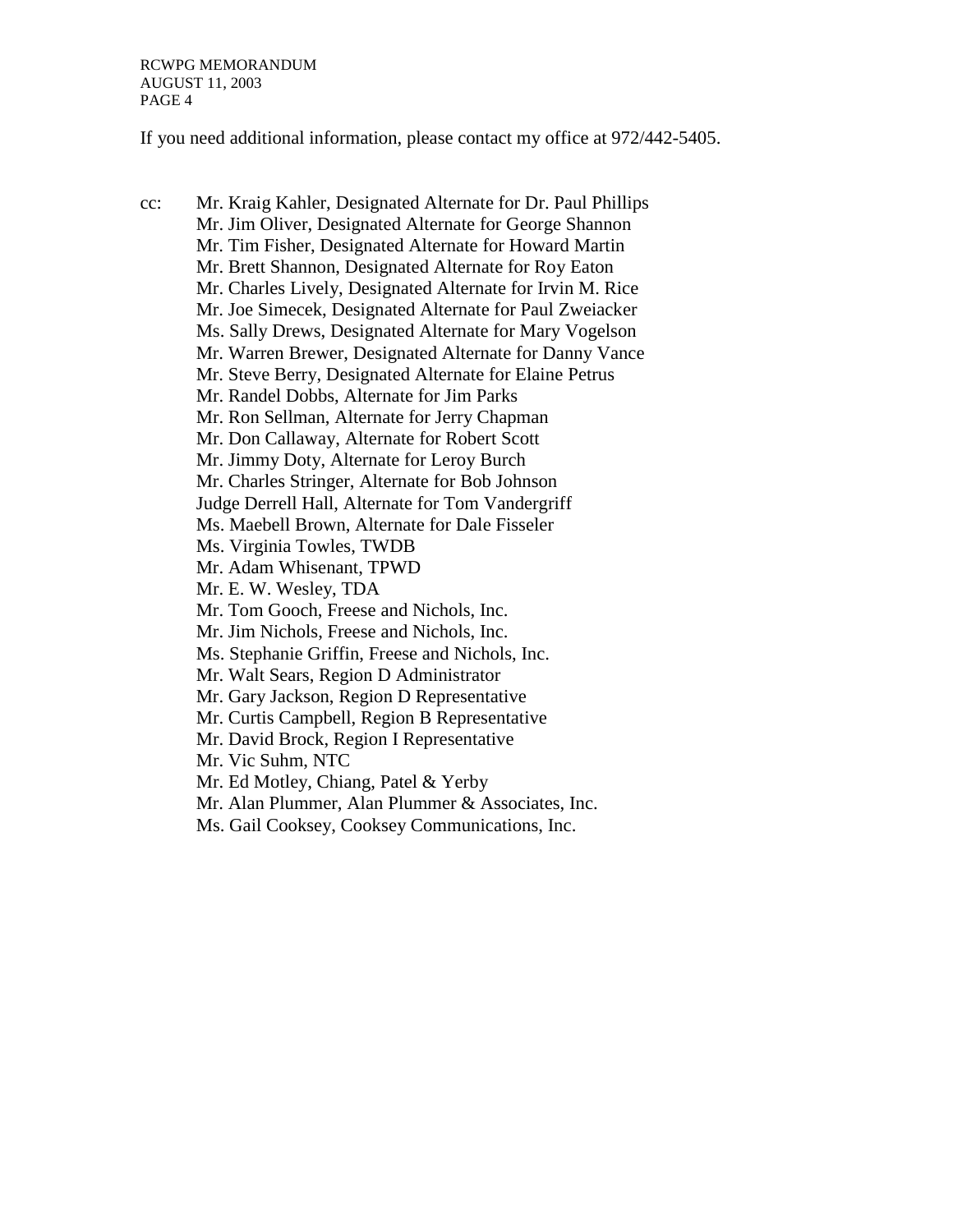If you need additional information, please contact my office at 972/442-5405.

cc: Mr. Kraig Kahler, Designated Alternate for Dr. Paul Phillips
Mr. Jim Oliver, Designated Alternate for George Shannon
Mr. Tim Fisher, Designated Alternate for Howard Martin
Mr. Brett Shannon, Designated Alternate for Roy Eaton
Mr. Charles Lively, Designated Alternate for Irvin M. Rice
Mr. Joe Simecek, Designated Alternate for Paul Zweiacker
Ms. Sally Drews, Designated Alternate for Mary Vogelson
Mr. Warren Brewer, Designated Alternate for Danny Vance
Mr. Steve Berry, Designated Alternate for Elaine Petrus
Mr. Randel Dobbs, Alternate for Jim Parks
Mr. Ron Sellman, Alternate for Jerry Chapman
Mr. Don Callaway, Alternate for Robert Scott
Mr. Jimmy Doty, Alternate for Leroy Burch
Mr. Charles Stringer, Alternate for Bob Johnson
Judge Derrell Hall, Alternate for Tom Vandergriff
Ms. Maebell Brown, Alternate for Dale Fisseler
Ms. Virginia Towles, TWDB
Mr. Adam Whisenant, TPWD
Mr. E. W. Wesley, TDA
Mr. Tom Gooch, Freese and Nichols, Inc.
Mr. Jim Nichols, Freese and Nichols, Inc.
Ms. Stephanie Griffin, Freese and Nichols, Inc.
Mr. Walt Sears, Region D Administrator
Mr. Gary Jackson, Region D Representative
Mr. Curtis Campbell, Region B Representative
Mr. David Brock, Region I Representative
Mr. Vic Suhm, NTC
Mr. Ed Motley, Chiang, Patel & Yerby
Mr. Alan Plummer, Alan Plummer & Associates, Inc.
Ms. Gail Cooksey, Cooksey Communications, Inc.